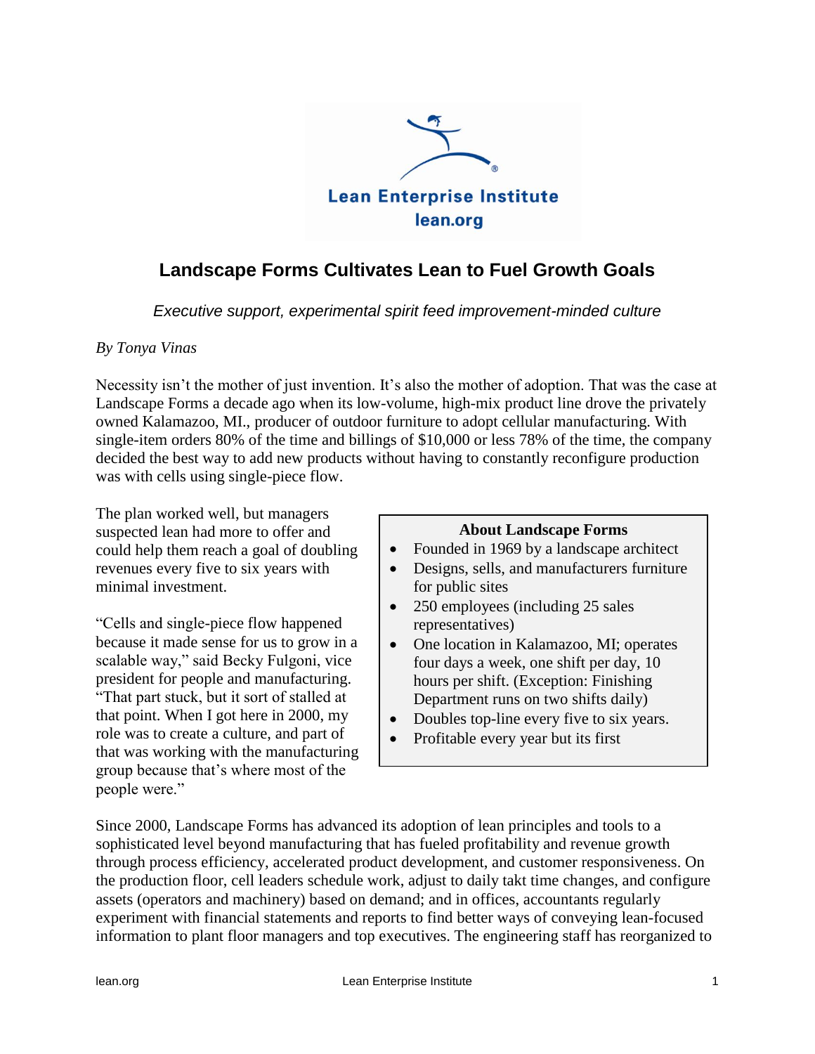# Landscape Forms Cultivates Lean to Fuel Growth Goals

*Executive support, experimental spirit feed improvement-minded culture*

*By Tonya Vinas*

Necessity isn't the mother of just invention. It's also the mother of adoption. That was the case at Landscape Forms a decade ago when its low-volume, high-mix product line drove the privately owned Kalamazoo, MI., producer of outdoor furniture to adopt cellular manufacturing. With single-item orders 80% of the time and billings of $10,000 or less 78% of the time, the company decided the best way to add new products without having to constantly reconfigure production was with cells using single-piece flow.

The plan worked well, but managers suspected lean had more to offer and could help them reach a goal of doubling revenues every five to six years with minimal investment.

"Cells and single-piece flow happened because it made sense for us to grow in a scalable way," said Becky Fulgoni, vice president for people and manufacturing. "That part stuck, but it sort of stalled at that point. When I got here in 2000, my role was to create a culture, and part of that was working with the manufacturing group because that's where most of the people were."

> **About Landscape Forms**
>
> - Founded in 1969 by a landscape architect
> - Designs, sells, and manufacturers furniture for public sites
> - 250 employees (including 25 sales representatives)
> - One location in Kalamazoo, MI; operates four days a week, one shift per day, 10 hours per shift. (Exception: Finishing Department runs on two shifts daily)
> - Doubles top-line every five to six years.
> - Profitable every year but its first

Since 2000, Landscape Forms has advanced its adoption of lean principles and tools to a sophisticated level beyond manufacturing that has fueled profitability and revenue growth through process efficiency, accelerated product development, and customer responsiveness. On the production floor, cell leaders schedule work, adjust to daily takt time changes, and configure assets (operators and machinery) based on demand; and in offices, accountants regularly experiment with financial statements and reports to find better ways of conveying lean-focused information to plant floor managers and top executives. The engineering staff has reorganized to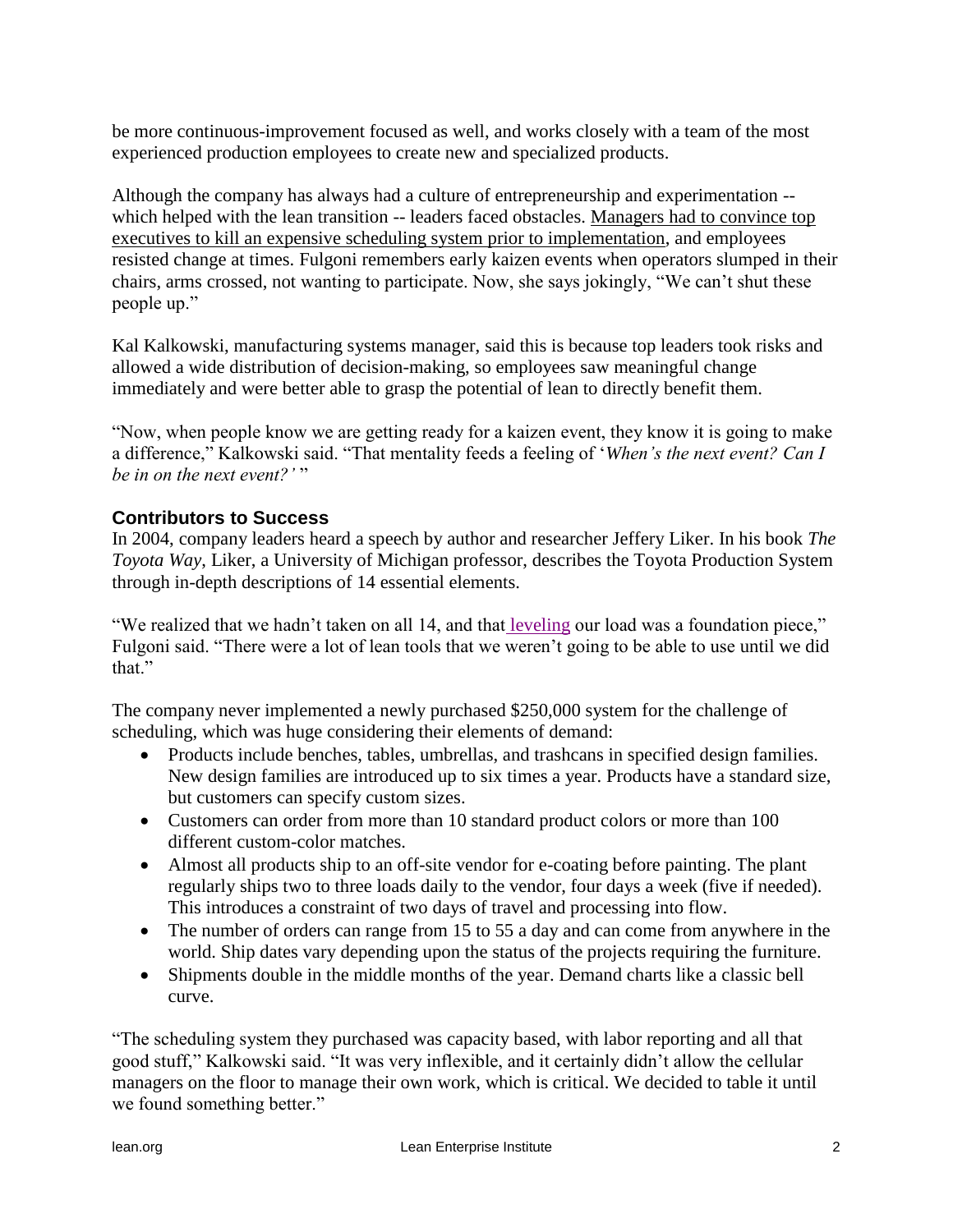be more continuous-improvement focused as well, and works closely with a team of the most experienced production employees to create new and specialized products.

Although the company has always had a culture of entrepreneurship and experimentation -- which helped with the lean transition -- leaders faced obstacles. Managers had to convince top executives to kill an expensive scheduling system prior to implementation, and employees resisted change at times. Fulgoni remembers early kaizen events when operators slumped in their chairs, arms crossed, not wanting to participate. Now, she says jokingly, "We can't shut these people up."

Kal Kalkowski, manufacturing systems manager, said this is because top leaders took risks and allowed a wide distribution of decision-making, so employees saw meaningful change immediately and were better able to grasp the potential of lean to directly benefit them.

"Now, when people know we are getting ready for a kaizen event, they know it is going to make a difference," Kalkowski said. "That mentality feeds a feeling of '*When's the next event? Can I be in on the next event?*' "

### Contributors to Success

In 2004, company leaders heard a speech by author and researcher Jeffery Liker. In his book *The Toyota Way*, Liker, a University of Michigan professor, describes the Toyota Production System through in-depth descriptions of 14 essential elements.

"We realized that we hadn't taken on all 14, and that leveling our load was a foundation piece," Fulgoni said. "There were a lot of lean tools that we weren't going to be able to use until we did that."

The company never implemented a newly purchased $250,000 system for the challenge of scheduling, which was huge considering their elements of demand:

- Products include benches, tables, umbrellas, and trashcans in specified design families. New design families are introduced up to six times a year. Products have a standard size, but customers can specify custom sizes.
- Customers can order from more than 10 standard product colors or more than 100 different custom-color matches.
- Almost all products ship to an off-site vendor for e-coating before painting. The plant regularly ships two to three loads daily to the vendor, four days a week (five if needed). This introduces a constraint of two days of travel and processing into flow.
- The number of orders can range from 15 to 55 a day and can come from anywhere in the world. Ship dates vary depending upon the status of the projects requiring the furniture.
- Shipments double in the middle months of the year. Demand charts like a classic bell curve.

"The scheduling system they purchased was capacity based, with labor reporting and all that good stuff," Kalkowski said. "It was very inflexible, and it certainly didn't allow the cellular managers on the floor to manage their own work, which is critical. We decided to table it until we found something better."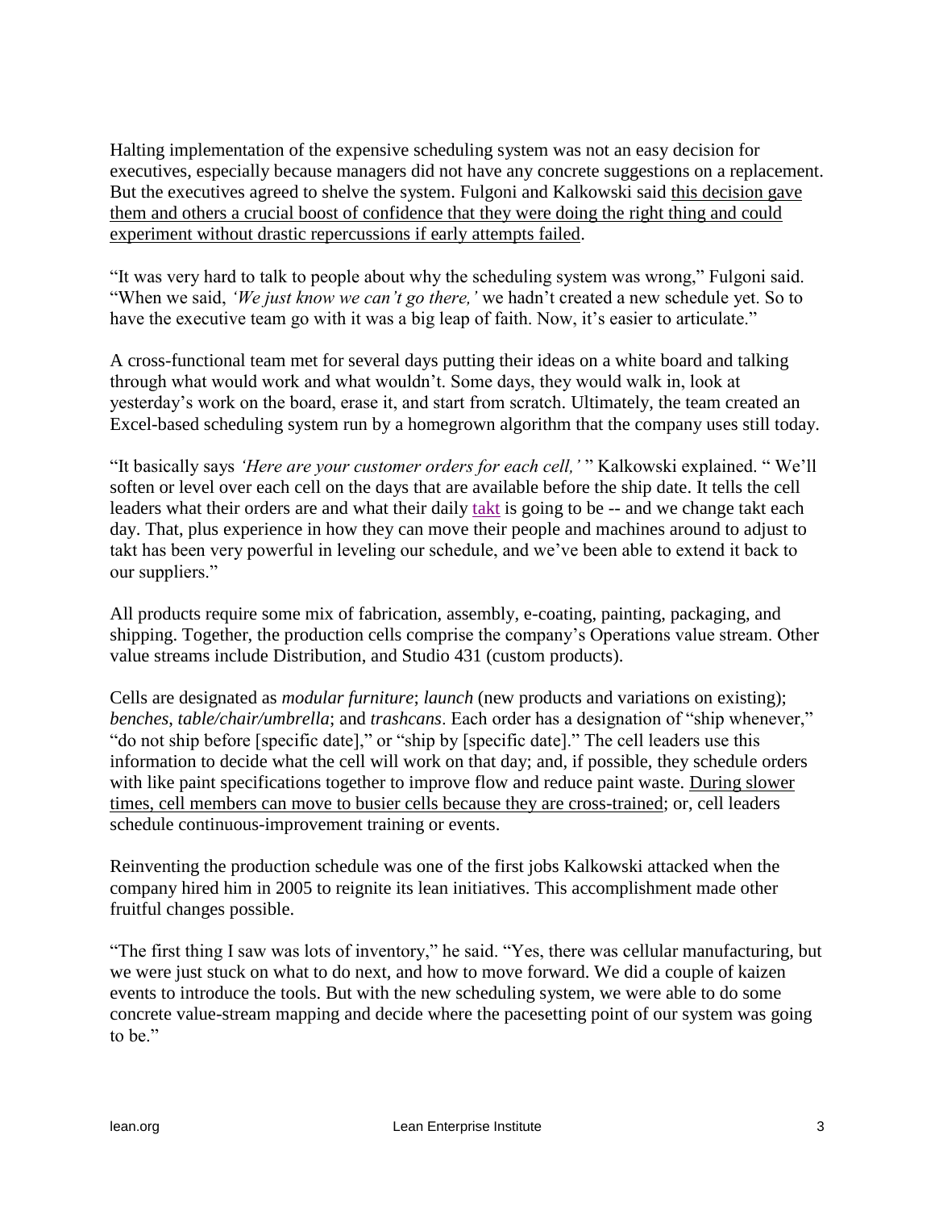Halting implementation of the expensive scheduling system was not an easy decision for executives, especially because managers did not have any concrete suggestions on a replacement. But the executives agreed to shelve the system. Fulgoni and Kalkowski said <u>this decision gave them and others a crucial boost of confidence that they were doing the right thing and could experiment without drastic repercussions if early attempts failed</u>.

"It was very hard to talk to people about why the scheduling system was wrong," Fulgoni said. "When we said, *'We just know we can't go there,'* we hadn't created a new schedule yet. So to have the executive team go with it was a big leap of faith. Now, it's easier to articulate."

A cross-functional team met for several days putting their ideas on a white board and talking through what would work and what wouldn't. Some days, they would walk in, look at yesterday's work on the board, erase it, and start from scratch. Ultimately, the team created an Excel-based scheduling system run by a homegrown algorithm that the company uses still today.

"It basically says *'Here are your customer orders for each cell,'* " Kalkowski explained. " We'll soften or level over each cell on the days that are available before the ship date. It tells the cell leaders what their orders are and what their daily takt is going to be -- and we change takt each day. That, plus experience in how they can move their people and machines around to adjust to takt has been very powerful in leveling our schedule, and we've been able to extend it back to our suppliers."

All products require some mix of fabrication, assembly, e-coating, painting, packaging, and shipping. Together, the production cells comprise the company's Operations value stream. Other value streams include Distribution, and Studio 431 (custom products).

Cells are designated as *modular furniture*; *launch* (new products and variations on existing); *benches, table/chair/umbrella*; and *trashcans*. Each order has a designation of "ship whenever," "do not ship before [specific date]," or "ship by [specific date]." The cell leaders use this information to decide what the cell will work on that day; and, if possible, they schedule orders with like paint specifications together to improve flow and reduce paint waste. <u>During slower times, cell members can move to busier cells because they are cross-trained</u>; or, cell leaders schedule continuous-improvement training or events.

Reinventing the production schedule was one of the first jobs Kalkowski attacked when the company hired him in 2005 to reignite its lean initiatives. This accomplishment made other fruitful changes possible.

"The first thing I saw was lots of inventory," he said. "Yes, there was cellular manufacturing, but we were just stuck on what to do next, and how to move forward. We did a couple of kaizen events to introduce the tools. But with the new scheduling system, we were able to do some concrete value-stream mapping and decide where the pacesetting point of our system was going to be."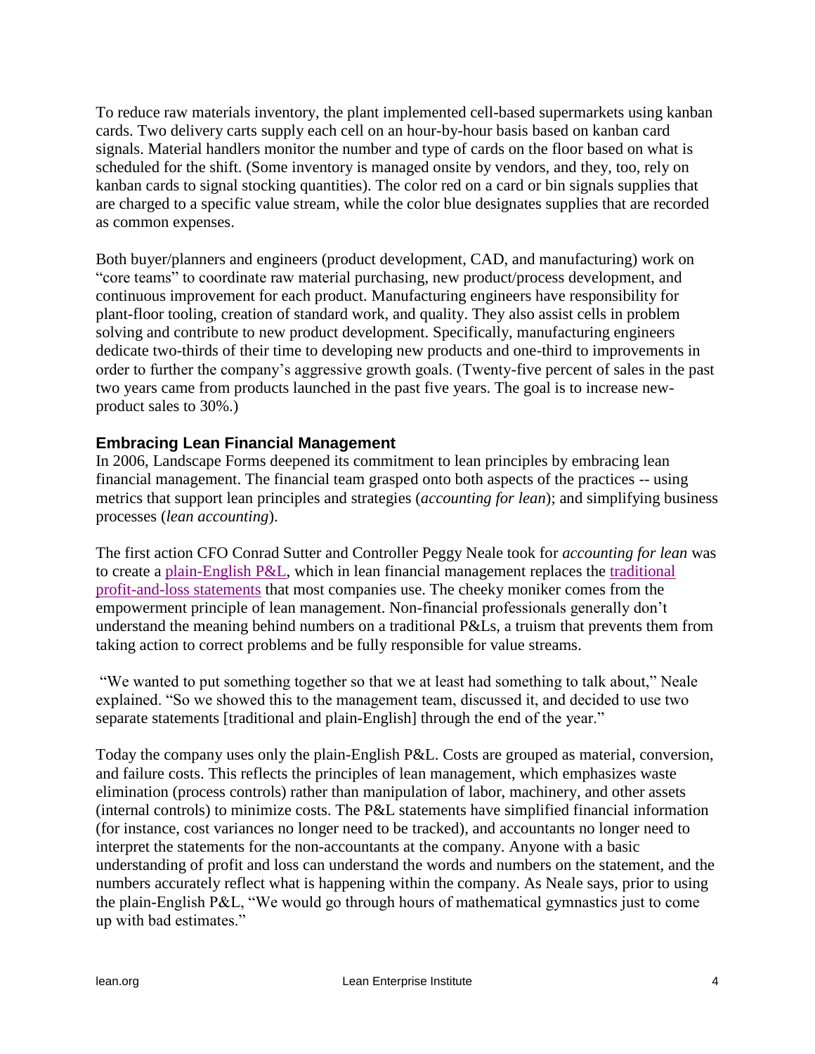To reduce raw materials inventory, the plant implemented cell-based supermarkets using kanban cards. Two delivery carts supply each cell on an hour-by-hour basis based on kanban card signals. Material handlers monitor the number and type of cards on the floor based on what is scheduled for the shift. (Some inventory is managed onsite by vendors, and they, too, rely on kanban cards to signal stocking quantities). The color red on a card or bin signals supplies that are charged to a specific value stream, while the color blue designates supplies that are recorded as common expenses.

Both buyer/planners and engineers (product development, CAD, and manufacturing) work on "core teams" to coordinate raw material purchasing, new product/process development, and continuous improvement for each product. Manufacturing engineers have responsibility for plant-floor tooling, creation of standard work, and quality. They also assist cells in problem solving and contribute to new product development. Specifically, manufacturing engineers dedicate two-thirds of their time to developing new products and one-third to improvements in order to further the company's aggressive growth goals. (Twenty-five percent of sales in the past two years came from products launched in the past five years. The goal is to increase new-product sales to 30%.)

## Embracing Lean Financial Management

In 2006, Landscape Forms deepened its commitment to lean principles by embracing lean financial management. The financial team grasped onto both aspects of the practices -- using metrics that support lean principles and strategies (*accounting for lean*); and simplifying business processes (*lean accounting*).

The first action CFO Conrad Sutter and Controller Peggy Neale took for *accounting for lean* was to create a plain-English P&L, which in lean financial management replaces the traditional profit-and-loss statements that most companies use. The cheeky moniker comes from the empowerment principle of lean management. Non-financial professionals generally don't understand the meaning behind numbers on a traditional P&Ls, a truism that prevents them from taking action to correct problems and be fully responsible for value streams.

"We wanted to put something together so that we at least had something to talk about," Neale explained. "So we showed this to the management team, discussed it, and decided to use two separate statements [traditional and plain-English] through the end of the year."

Today the company uses only the plain-English P&L. Costs are grouped as material, conversion, and failure costs. This reflects the principles of lean management, which emphasizes waste elimination (process controls) rather than manipulation of labor, machinery, and other assets (internal controls) to minimize costs. The P&L statements have simplified financial information (for instance, cost variances no longer need to be tracked), and accountants no longer need to interpret the statements for the non-accountants at the company. Anyone with a basic understanding of profit and loss can understand the words and numbers on the statement, and the numbers accurately reflect what is happening within the company. As Neale says, prior to using the plain-English P&L, "We would go through hours of mathematical gymnastics just to come up with bad estimates."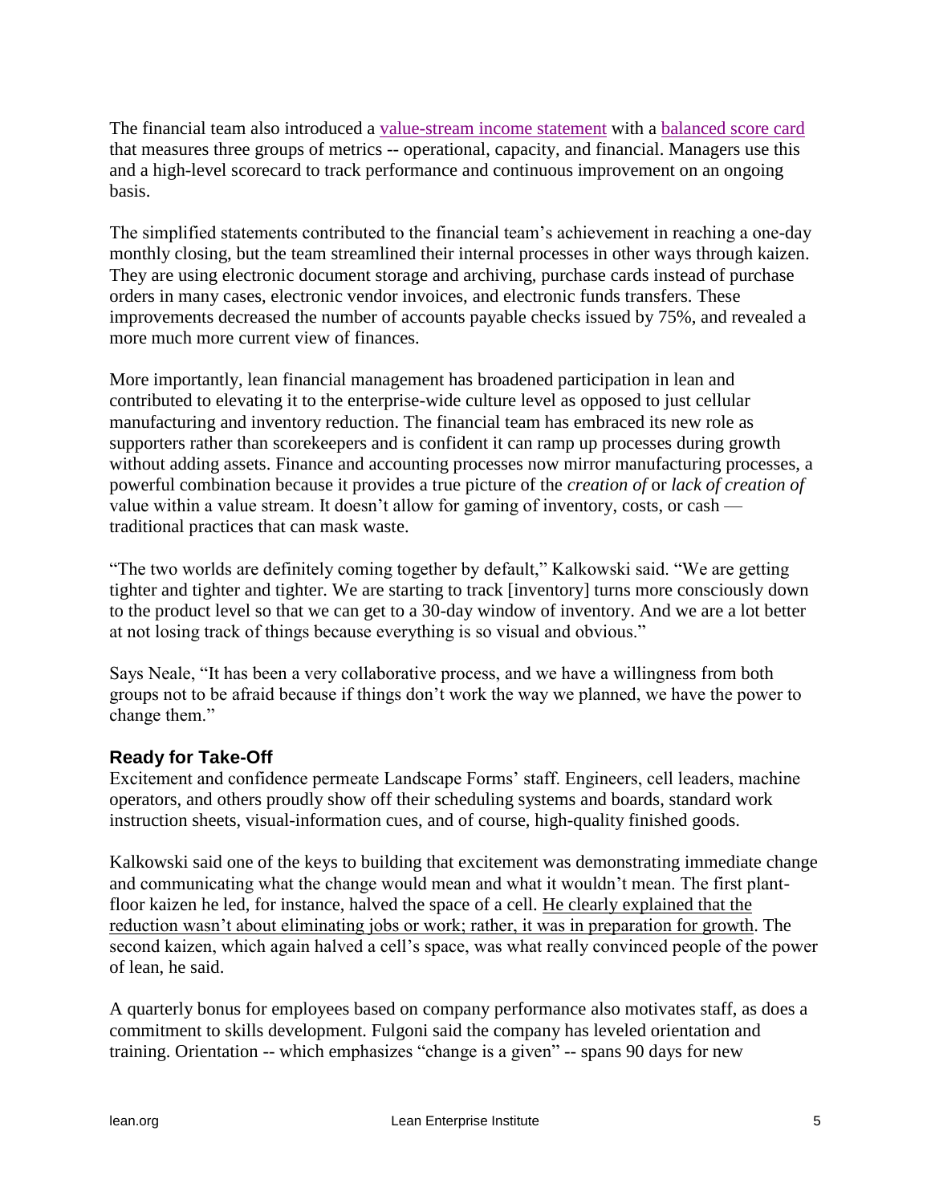The financial team also introduced a value-stream income statement with a balanced score card that measures three groups of metrics -- operational, capacity, and financial. Managers use this and a high-level scorecard to track performance and continuous improvement on an ongoing basis.

The simplified statements contributed to the financial team's achievement in reaching a one-day monthly closing, but the team streamlined their internal processes in other ways through kaizen. They are using electronic document storage and archiving, purchase cards instead of purchase orders in many cases, electronic vendor invoices, and electronic funds transfers. These improvements decreased the number of accounts payable checks issued by 75%, and revealed a more much more current view of finances.

More importantly, lean financial management has broadened participation in lean and contributed to elevating it to the enterprise-wide culture level as opposed to just cellular manufacturing and inventory reduction. The financial team has embraced its new role as supporters rather than scorekeepers and is confident it can ramp up processes during growth without adding assets. Finance and accounting processes now mirror manufacturing processes, a powerful combination because it provides a true picture of the *creation of* or *lack of creation of* value within a value stream. It doesn't allow for gaming of inventory, costs, or cash — traditional practices that can mask waste.

"The two worlds are definitely coming together by default," Kalkowski said. "We are getting tighter and tighter and tighter. We are starting to track [inventory] turns more consciously down to the product level so that we can get to a 30-day window of inventory. And we are a lot better at not losing track of things because everything is so visual and obvious."

Says Neale, "It has been a very collaborative process, and we have a willingness from both groups not to be afraid because if things don't work the way we planned, we have the power to change them."

## Ready for Take-Off

Excitement and confidence permeate Landscape Forms' staff. Engineers, cell leaders, machine operators, and others proudly show off their scheduling systems and boards, standard work instruction sheets, visual-information cues, and of course, high-quality finished goods.

Kalkowski said one of the keys to building that excitement was demonstrating immediate change and communicating what the change would mean and what it wouldn't mean. The first plant-floor kaizen he led, for instance, halved the space of a cell. He clearly explained that the reduction wasn't about eliminating jobs or work; rather, it was in preparation for growth. The second kaizen, which again halved a cell's space, was what really convinced people of the power of lean, he said.

A quarterly bonus for employees based on company performance also motivates staff, as does a commitment to skills development. Fulgoni said the company has leveled orientation and training. Orientation -- which emphasizes "change is a given" -- spans 90 days for new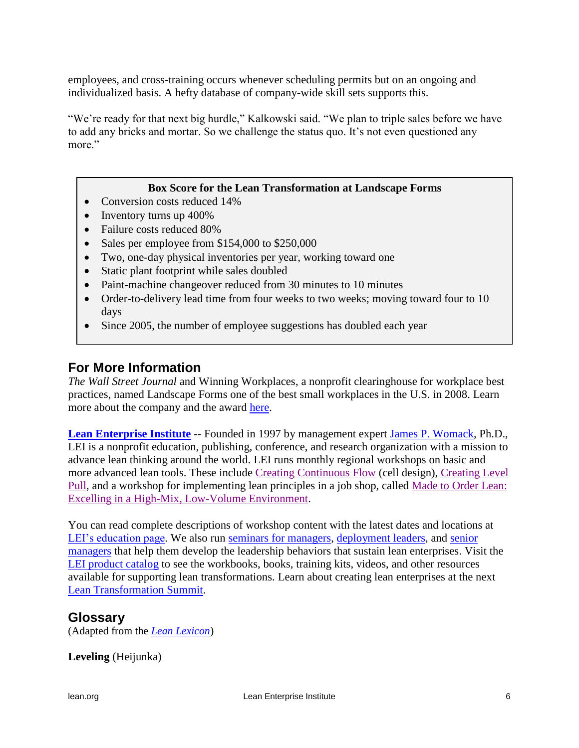employees, and cross-training occurs whenever scheduling permits but on an ongoing and individualized basis. A hefty database of company-wide skill sets supports this.

"We're ready for that next big hurdle," Kalkowski said. "We plan to triple sales before we have to add any bricks and mortar. So we challenge the status quo. It's not even questioned any more."

**Box Score for the Lean Transformation at Landscape Forms**

- Conversion costs reduced 14%
- Inventory turns up 400%
- Failure costs reduced 80%
- Sales per employee from $154,000 to $250,000
- Two, one-day physical inventories per year, working toward one
- Static plant footprint while sales doubled
- Paint-machine changeover reduced from 30 minutes to 10 minutes
- Order-to-delivery lead time from four weeks to two weeks; moving toward four to 10 days
- Since 2005, the number of employee suggestions has doubled each year

## For More Information

*The Wall Street Journal* and Winning Workplaces, a nonprofit clearinghouse for workplace best practices, named Landscape Forms one of the best small workplaces in the U.S. in 2008. Learn more about the company and the award here.

**Lean Enterprise Institute** -- Founded in 1997 by management expert James P. Womack, Ph.D., LEI is a nonprofit education, publishing, conference, and research organization with a mission to advance lean thinking around the world. LEI runs monthly regional workshops on basic and more advanced lean tools. These include Creating Continuous Flow (cell design), Creating Level Pull, and a workshop for implementing lean principles in a job shop, called Made to Order Lean: Excelling in a High-Mix, Low-Volume Environment.

You can read complete descriptions of workshop content with the latest dates and locations at LEI's education page. We also run seminars for managers, deployment leaders, and senior managers that help them develop the leadership behaviors that sustain lean enterprises. Visit the LEI product catalog to see the workbooks, books, training kits, videos, and other resources available for supporting lean transformations. Learn about creating lean enterprises at the next Lean Transformation Summit.

## Glossary

(Adapted from the *Lean Lexicon*)

**Leveling** (Heijunka)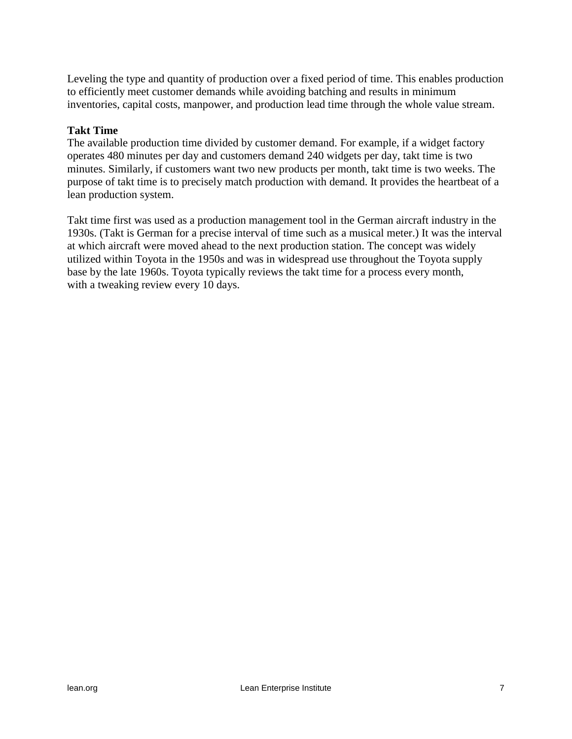Leveling the type and quantity of production over a fixed period of time. This enables production to efficiently meet customer demands while avoiding batching and results in minimum inventories, capital costs, manpower, and production lead time through the whole value stream.

**Takt Time**

The available production time divided by customer demand. For example, if a widget factory operates 480 minutes per day and customers demand 240 widgets per day, takt time is two minutes. Similarly, if customers want two new products per month, takt time is two weeks. The purpose of takt time is to precisely match production with demand. It provides the heartbeat of a lean production system.

Takt time first was used as a production management tool in the German aircraft industry in the 1930s. (Takt is German for a precise interval of time such as a musical meter.) It was the interval at which aircraft were moved ahead to the next production station. The concept was widely utilized within Toyota in the 1950s and was in widespread use throughout the Toyota supply base by the late 1960s. Toyota typically reviews the takt time for a process every month, with a tweaking review every 10 days.